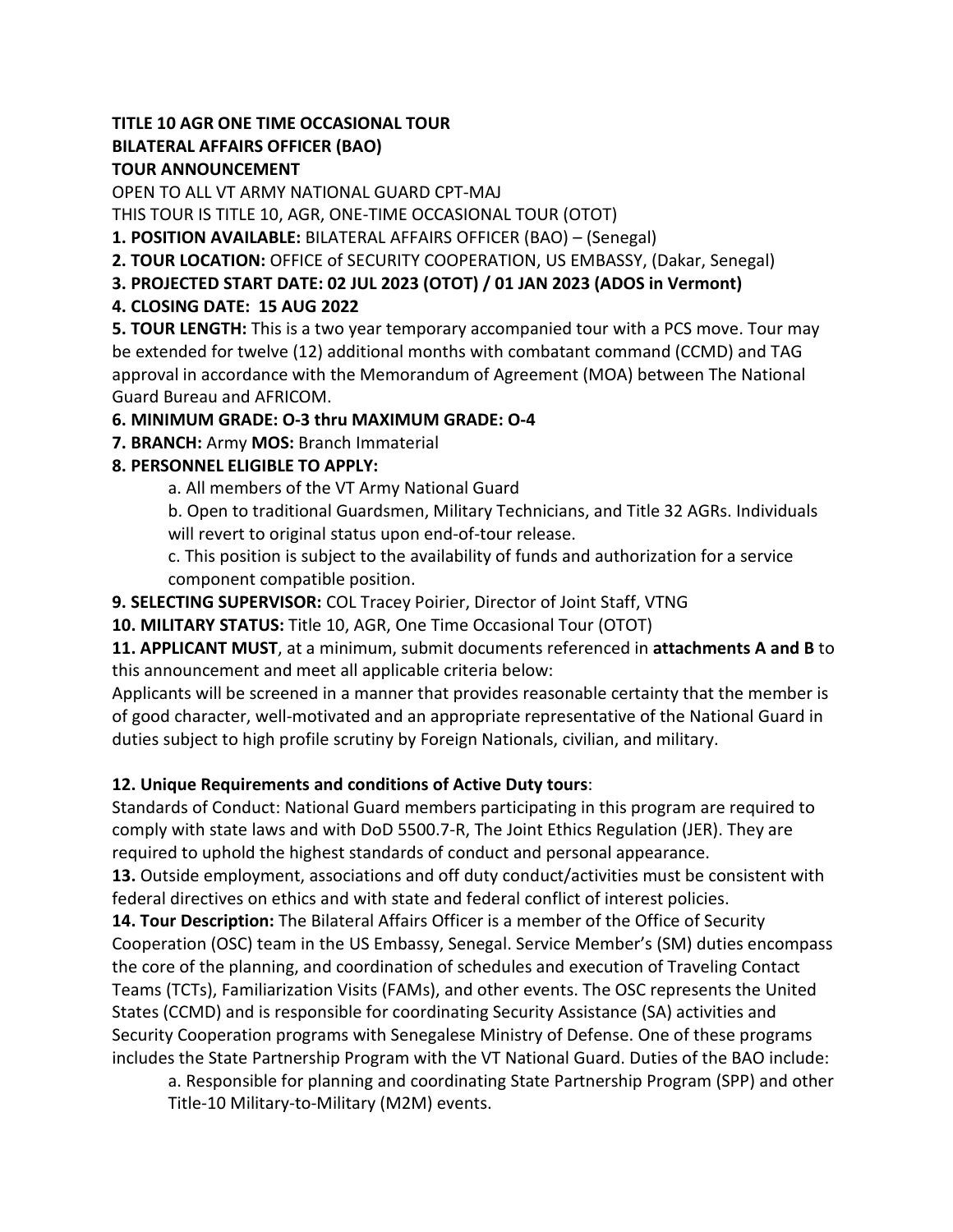**TITLE 10 AGR ONE TIME OCCASIONAL TOUR**
**BILATERAL AFFAIRS OFFICER (BAO)**
**TOUR ANNOUNCEMENT**

OPEN TO ALL VT ARMY NATIONAL GUARD CPT-MAJ

THIS TOUR IS TITLE 10, AGR, ONE-TIME OCCASIONAL TOUR (OTOT)

**1. POSITION AVAILABLE:** BILATERAL AFFAIRS OFFICER (BAO) – (Senegal)

**2. TOUR LOCATION:** OFFICE of SECURITY COOPERATION, US EMBASSY, (Dakar, Senegal)

**3. PROJECTED START DATE: 02 JUL 2023 (OTOT) / 01 JAN 2023 (ADOS in Vermont)**

**4. CLOSING DATE: 15 AUG 2022**

**5. TOUR LENGTH:** This is a two year temporary accompanied tour with a PCS move. Tour may be extended for twelve (12) additional months with combatant command (CCMD) and TAG approval in accordance with the Memorandum of Agreement (MOA) between The National Guard Bureau and AFRICOM.

**6. MINIMUM GRADE: O-3 thru MAXIMUM GRADE: O-4**

**7. BRANCH:** Army **MOS:** Branch Immaterial

**8. PERSONNEL ELIGIBLE TO APPLY:**

a. All members of the VT Army National Guard

b. Open to traditional Guardsmen, Military Technicians, and Title 32 AGRs. Individuals will revert to original status upon end-of-tour release.

c. This position is subject to the availability of funds and authorization for a service component compatible position.

**9. SELECTING SUPERVISOR:** COL Tracey Poirier, Director of Joint Staff, VTNG

**10. MILITARY STATUS:** Title 10, AGR, One Time Occasional Tour (OTOT)

**11. APPLICANT MUST**, at a minimum, submit documents referenced in **attachments A and B** to this announcement and meet all applicable criteria below:

Applicants will be screened in a manner that provides reasonable certainty that the member is of good character, well-motivated and an appropriate representative of the National Guard in duties subject to high profile scrutiny by Foreign Nationals, civilian, and military.

**12. Unique Requirements and conditions of Active Duty tours**:

Standards of Conduct: National Guard members participating in this program are required to comply with state laws and with DoD 5500.7-R, The Joint Ethics Regulation (JER). They are required to uphold the highest standards of conduct and personal appearance.

**13.** Outside employment, associations and off duty conduct/activities must be consistent with federal directives on ethics and with state and federal conflict of interest policies.

**14. Tour Description:** The Bilateral Affairs Officer is a member of the Office of Security Cooperation (OSC) team in the US Embassy, Senegal. Service Member's (SM) duties encompass the core of the planning, and coordination of schedules and execution of Traveling Contact Teams (TCTs), Familiarization Visits (FAMs), and other events. The OSC represents the United States (CCMD) and is responsible for coordinating Security Assistance (SA) activities and Security Cooperation programs with Senegalese Ministry of Defense. One of these programs includes the State Partnership Program with the VT National Guard. Duties of the BAO include:

a. Responsible for planning and coordinating State Partnership Program (SPP) and other Title-10 Military-to-Military (M2M) events.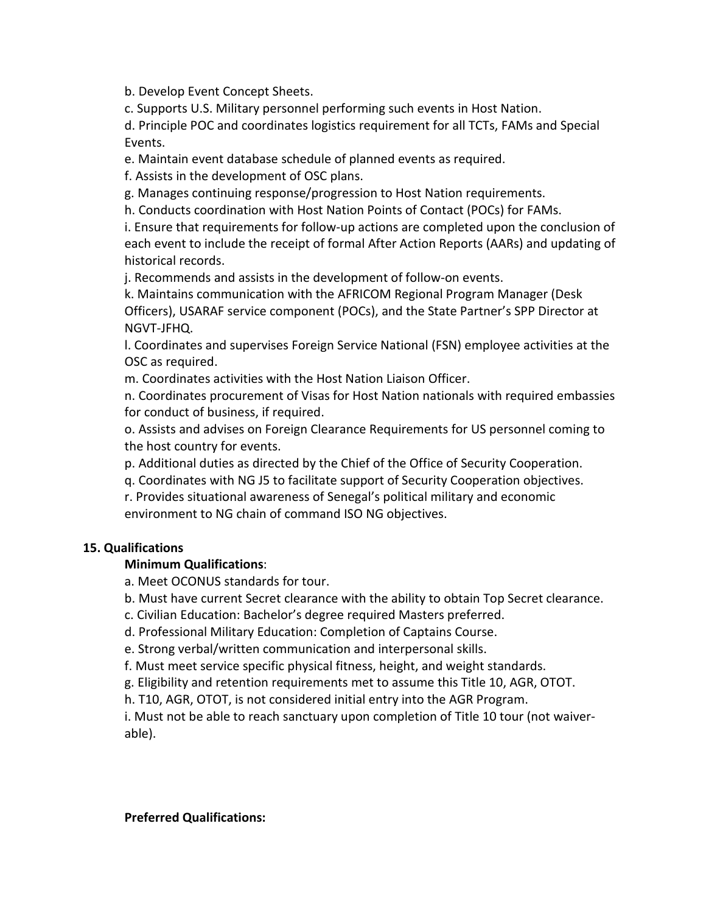b. Develop Event Concept Sheets.

c. Supports U.S. Military personnel performing such events in Host Nation.

d. Principle POC and coordinates logistics requirement for all TCTs, FAMs and Special Events.

e. Maintain event database schedule of planned events as required.

f. Assists in the development of OSC plans.

g. Manages continuing response/progression to Host Nation requirements.

h. Conducts coordination with Host Nation Points of Contact (POCs) for FAMs.

i. Ensure that requirements for follow-up actions are completed upon the conclusion of each event to include the receipt of formal After Action Reports (AARs) and updating of historical records.

j. Recommends and assists in the development of follow-on events.

k. Maintains communication with the AFRICOM Regional Program Manager (Desk Officers), USARAF service component (POCs), and the State Partner's SPP Director at NGVT-JFHQ.

l. Coordinates and supervises Foreign Service National (FSN) employee activities at the OSC as required.

m. Coordinates activities with the Host Nation Liaison Officer.

n. Coordinates procurement of Visas for Host Nation nationals with required embassies for conduct of business, if required.

o. Assists and advises on Foreign Clearance Requirements for US personnel coming to the host country for events.

p. Additional duties as directed by the Chief of the Office of Security Cooperation.

q. Coordinates with NG J5 to facilitate support of Security Cooperation objectives.

r. Provides situational awareness of Senegal's political military and economic environment to NG chain of command ISO NG objectives.

**15. Qualifications**

**Minimum Qualifications**:

a. Meet OCONUS standards for tour.

b. Must have current Secret clearance with the ability to obtain Top Secret clearance.

c. Civilian Education: Bachelor's degree required Masters preferred.

d. Professional Military Education: Completion of Captains Course.

e. Strong verbal/written communication and interpersonal skills.

f. Must meet service specific physical fitness, height, and weight standards.

g. Eligibility and retention requirements met to assume this Title 10, AGR, OTOT.

h. T10, AGR, OTOT, is not considered initial entry into the AGR Program.

i. Must not be able to reach sanctuary upon completion of Title 10 tour (not waiver-able).

**Preferred Qualifications:**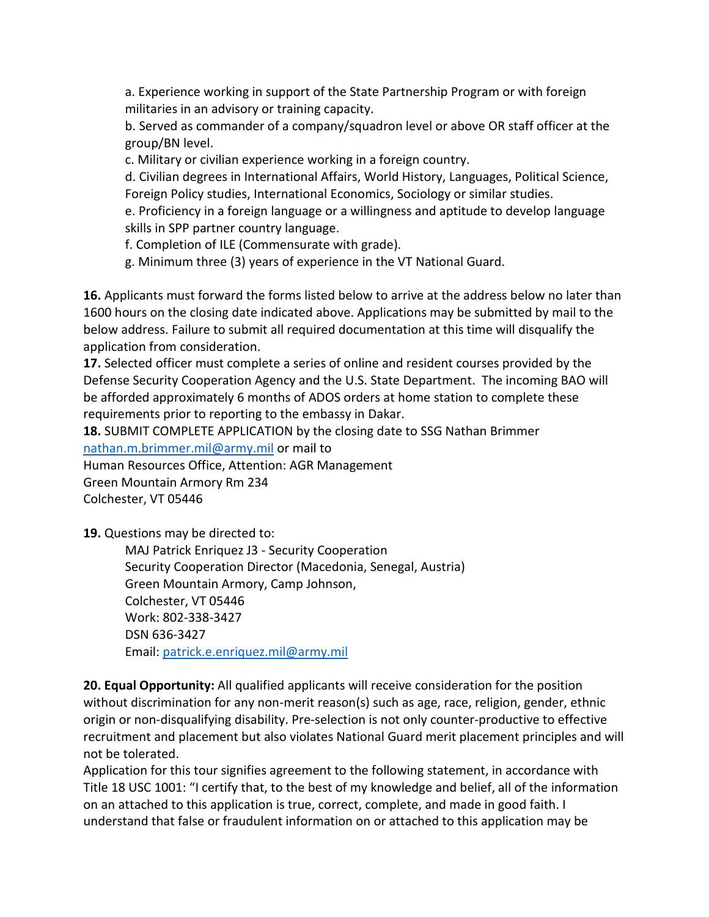a. Experience working in support of the State Partnership Program or with foreign militaries in an advisory or training capacity.
b. Served as commander of a company/squadron level or above OR staff officer at the group/BN level.
c. Military or civilian experience working in a foreign country.
d. Civilian degrees in International Affairs, World History, Languages, Political Science, Foreign Policy studies, International Economics, Sociology or similar studies.
e. Proficiency in a foreign language or a willingness and aptitude to develop language skills in SPP partner country language.
f. Completion of ILE (Commensurate with grade).
g. Minimum three (3) years of experience in the VT National Guard.

**16.** Applicants must forward the forms listed below to arrive at the address below no later than 1600 hours on the closing date indicated above. Applications may be submitted by mail to the below address. Failure to submit all required documentation at this time will disqualify the application from consideration.
**17.** Selected officer must complete a series of online and resident courses provided by the Defense Security Cooperation Agency and the U.S. State Department. The incoming BAO will be afforded approximately 6 months of ADOS orders at home station to complete these requirements prior to reporting to the embassy in Dakar.
**18.** SUBMIT COMPLETE APPLICATION by the closing date to SSG Nathan Brimmer nathan.m.brimmer.mil@army.mil or mail to
Human Resources Office, Attention: AGR Management
Green Mountain Armory Rm 234
Colchester, VT 05446

**19.** Questions may be directed to:

MAJ Patrick Enriquez J3 - Security Cooperation
Security Cooperation Director (Macedonia, Senegal, Austria)
Green Mountain Armory, Camp Johnson,
Colchester, VT 05446
Work: 802-338-3427
DSN 636-3427
Email: patrick.e.enriquez.mil@army.mil

**20. Equal Opportunity:** All qualified applicants will receive consideration for the position without discrimination for any non-merit reason(s) such as age, race, religion, gender, ethnic origin or non-disqualifying disability. Pre-selection is not only counter-productive to effective recruitment and placement but also violates National Guard merit placement principles and will not be tolerated.
Application for this tour signifies agreement to the following statement, in accordance with Title 18 USC 1001: "I certify that, to the best of my knowledge and belief, all of the information on an attached to this application is true, correct, complete, and made in good faith. I understand that false or fraudulent information on or attached to this application may be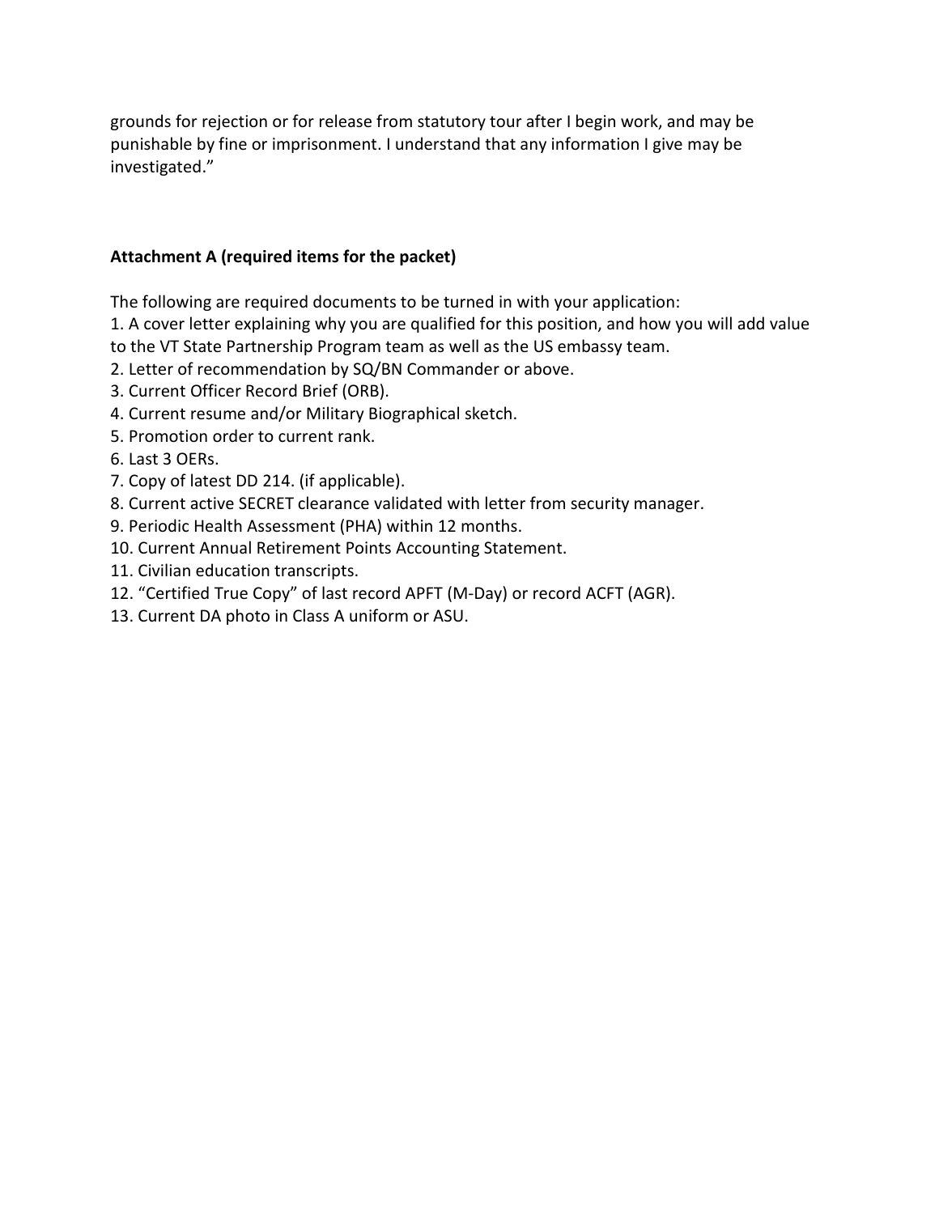grounds for rejection or for release from statutory tour after I begin work, and may be punishable by fine or imprisonment. I understand that any information I give may be investigated."

**Attachment A (required items for the packet)**

The following are required documents to be turned in with your application:

1. A cover letter explaining why you are qualified for this position, and how you will add value to the VT State Partnership Program team as well as the US embassy team.
2. Letter of recommendation by SQ/BN Commander or above.
3. Current Officer Record Brief (ORB).
4. Current resume and/or Military Biographical sketch.
5. Promotion order to current rank.
6. Last 3 OERs.
7. Copy of latest DD 214. (if applicable).
8. Current active SECRET clearance validated with letter from security manager.
9. Periodic Health Assessment (PHA) within 12 months.
10. Current Annual Retirement Points Accounting Statement.
11. Civilian education transcripts.
12. "Certified True Copy" of last record APFT (M-Day) or record ACFT (AGR).
13. Current DA photo in Class A uniform or ASU.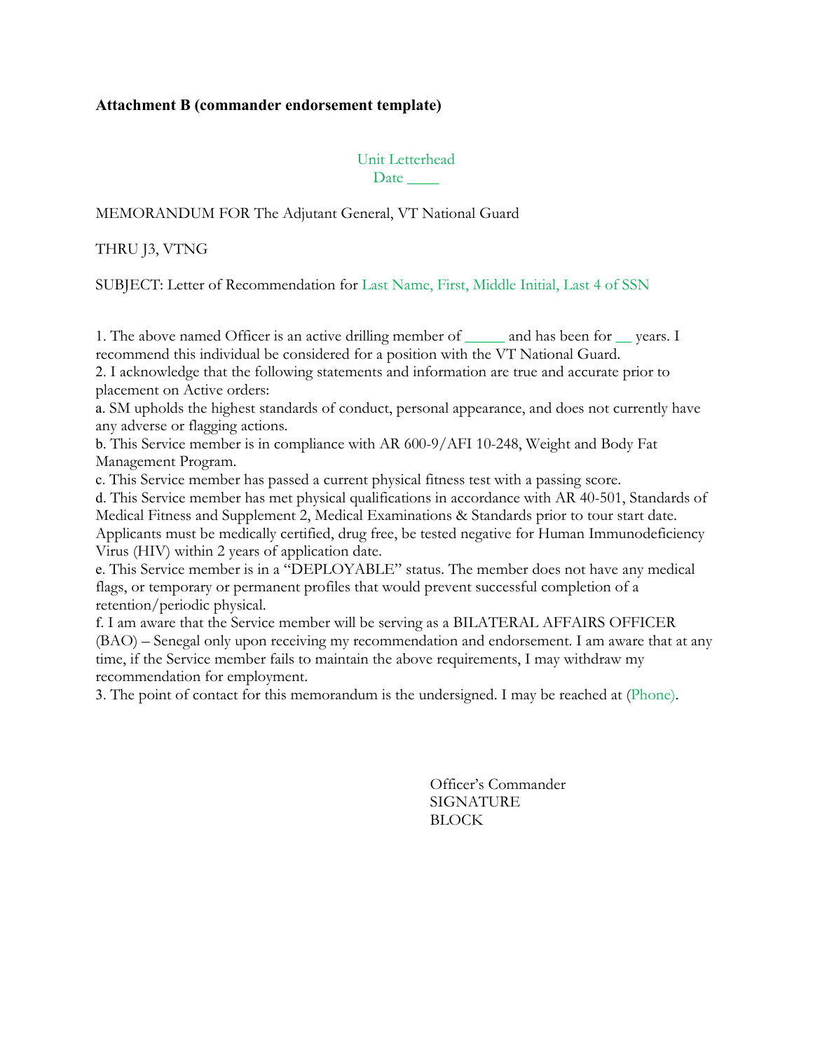**Attachment B (commander endorsement template)**

Unit Letterhead
Date ____

MEMORANDUM FOR The Adjutant General, VT National Guard

THRU J3, VTNG

SUBJECT: Letter of Recommendation for Last Name, First, Middle Initial, Last 4 of SSN

1. The above named Officer is an active drilling member of _____ and has been for __ years. I recommend this individual be considered for a position with the VT National Guard.
2. I acknowledge that the following statements and information are true and accurate prior to placement on Active orders:
a. SM upholds the highest standards of conduct, personal appearance, and does not currently have any adverse or flagging actions.
b. This Service member is in compliance with AR 600-9/AFI 10-248, Weight and Body Fat Management Program.
c. This Service member has passed a current physical fitness test with a passing score.
d. This Service member has met physical qualifications in accordance with AR 40-501, Standards of Medical Fitness and Supplement 2, Medical Examinations & Standards prior to tour start date. Applicants must be medically certified, drug free, be tested negative for Human Immunodeficiency Virus (HIV) within 2 years of application date.
e. This Service member is in a "DEPLOYABLE" status. The member does not have any medical flags, or temporary or permanent profiles that would prevent successful completion of a retention/periodic physical.
f. I am aware that the Service member will be serving as a BILATERAL AFFAIRS OFFICER (BAO) – Senegal only upon receiving my recommendation and endorsement. I am aware that at any time, if the Service member fails to maintain the above requirements, I may withdraw my recommendation for employment.
3. The point of contact for this memorandum is the undersigned. I may be reached at (Phone).

Officer's Commander
SIGNATURE
BLOCK